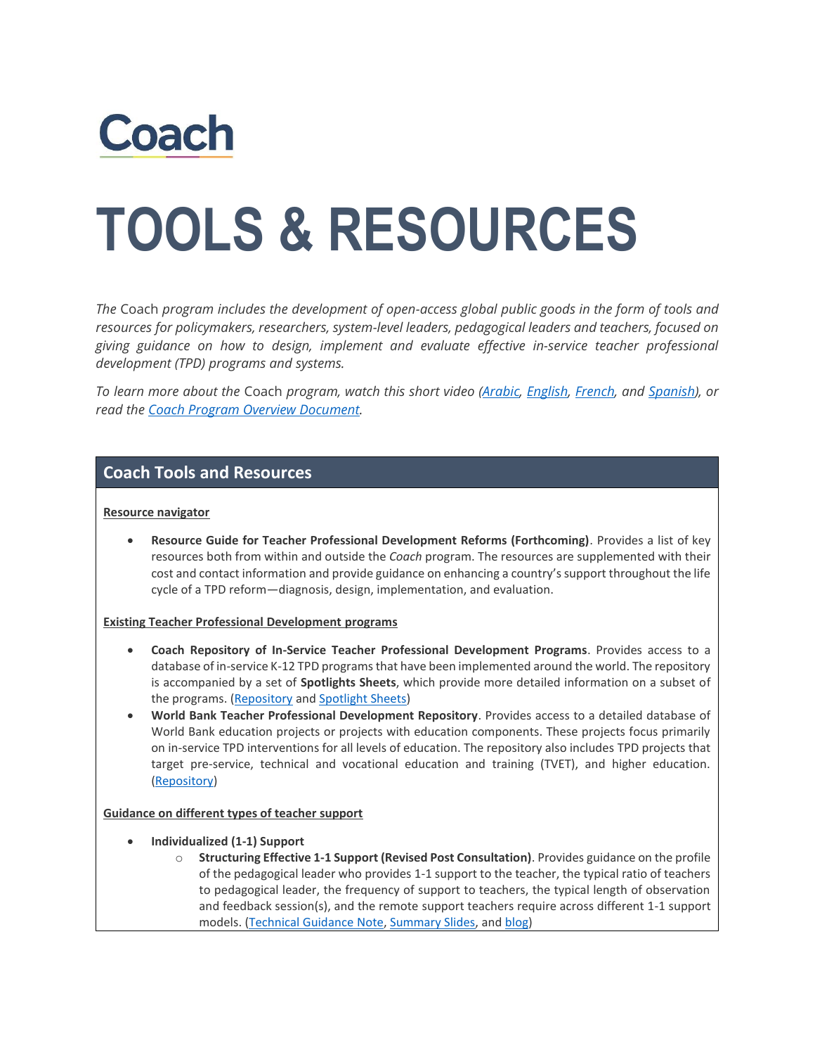# Coach

# TOOLS & RESOURCES

*The* Coach *program includes the development of open-access global public goods in the form of tools and resources for policymakers, researchers, system-level leaders, pedagogical leaders and teachers, focused on giving guidance on how to design, implement and evaluate effective in-service teacher professional development (TPD) programs and systems.*

*To learn more about the* Coach *program, watch this short video (Arabic, English, French, and Spanish), or read the Coach Program Overview Document.*

## Coach Tools and Resources

**Resource navigator**

- **Resource Guide for Teacher Professional Development Reforms (Forthcoming)**. Provides a list of key resources both from within and outside the *Coach* program. The resources are supplemented with their cost and contact information and provide guidance on enhancing a country's support throughout the life cycle of a TPD reform—diagnosis, design, implementation, and evaluation.

**Existing Teacher Professional Development programs**

- **Coach Repository of In-Service Teacher Professional Development Programs**. Provides access to a database of in-service K-12 TPD programs that have been implemented around the world. The repository is accompanied by a set of **Spotlights Sheets**, which provide more detailed information on a subset of the programs. (Repository and Spotlight Sheets)
- **World Bank Teacher Professional Development Repository**. Provides access to a detailed database of World Bank education projects or projects with education components. These projects focus primarily on in-service TPD interventions for all levels of education. The repository also includes TPD projects that target pre-service, technical and vocational education and training (TVET), and higher education. (Repository)

**Guidance on different types of teacher support**

- **Individualized (1-1) Support**
  - **Structuring Effective 1-1 Support (Revised Post Consultation)**. Provides guidance on the profile of the pedagogical leader who provides 1-1 support to the teacher, the typical ratio of teachers to pedagogical leader, the frequency of support to teachers, the typical length of observation and feedback session(s), and the remote support teachers require across different 1-1 support models. (Technical Guidance Note, Summary Slides, and blog)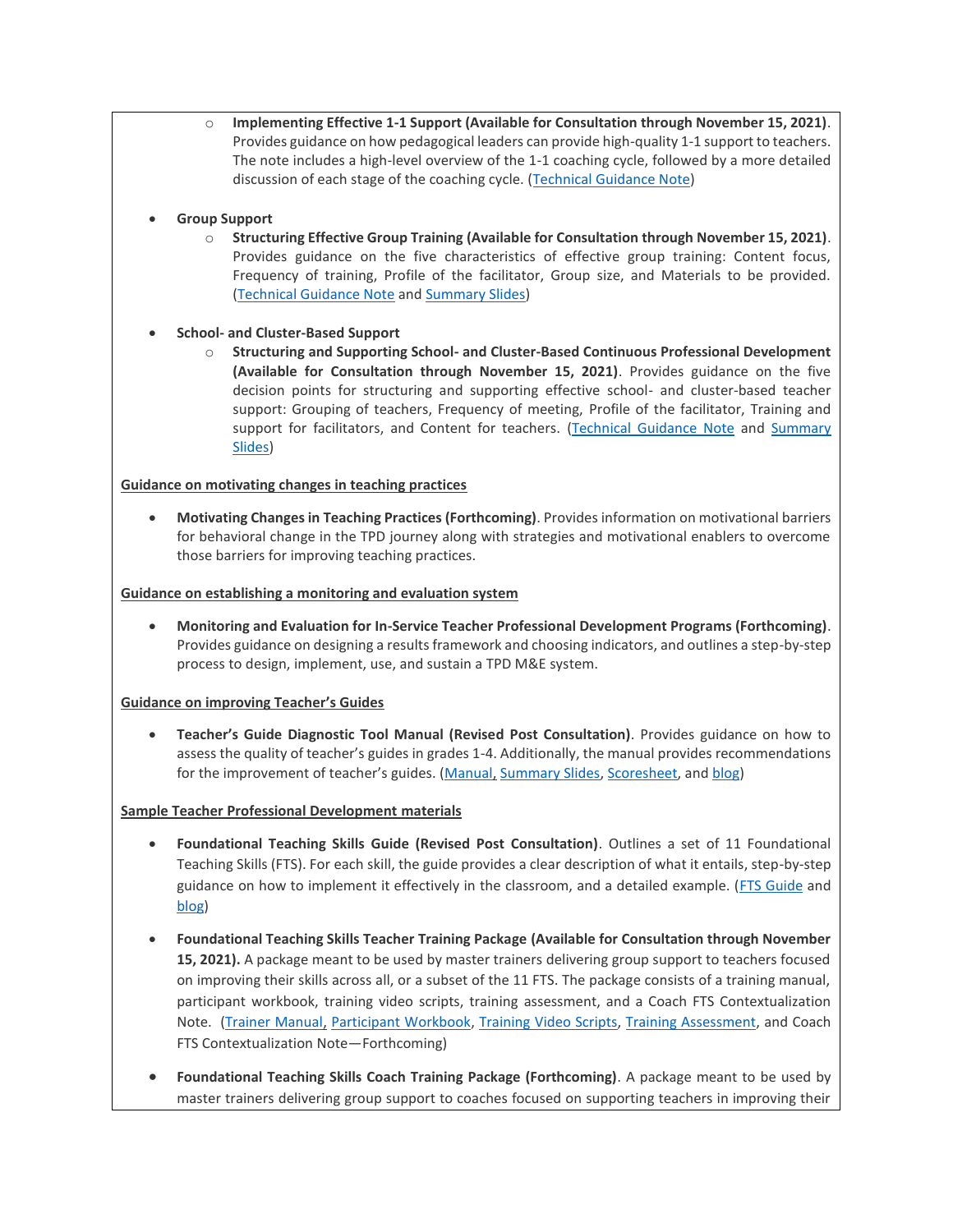- **Implementing Effective 1-1 Support (Available for Consultation through November 15, 2021)**. Provides guidance on how pedagogical leaders can provide high-quality 1-1 support to teachers. The note includes a high-level overview of the 1-1 coaching cycle, followed by a more detailed discussion of each stage of the coaching cycle. (Technical Guidance Note)

- **Group Support**
    - **Structuring Effective Group Training (Available for Consultation through November 15, 2021)**. Provides guidance on the five characteristics of effective group training: Content focus, Frequency of training, Profile of the facilitator, Group size, and Materials to be provided. (Technical Guidance Note and Summary Slides)

- **School- and Cluster-Based Support**
    - **Structuring and Supporting School- and Cluster-Based Continuous Professional Development (Available for Consultation through November 15, 2021)**. Provides guidance on the five decision points for structuring and supporting effective school- and cluster-based teacher support: Grouping of teachers, Frequency of meeting, Profile of the facilitator, Training and support for facilitators, and Content for teachers. (Technical Guidance Note and Summary Slides)

**Guidance on motivating changes in teaching practices**

- **Motivating Changes in Teaching Practices (Forthcoming)**. Provides information on motivational barriers for behavioral change in the TPD journey along with strategies and motivational enablers to overcome those barriers for improving teaching practices.

**Guidance on establishing a monitoring and evaluation system**

- **Monitoring and Evaluation for In-Service Teacher Professional Development Programs (Forthcoming)**. Provides guidance on designing a results framework and choosing indicators, and outlines a step-by-step process to design, implement, use, and sustain a TPD M&E system.

**Guidance on improving Teacher's Guides**

- **Teacher's Guide Diagnostic Tool Manual (Revised Post Consultation)**. Provides guidance on how to assess the quality of teacher's guides in grades 1-4. Additionally, the manual provides recommendations for the improvement of teacher's guides. (Manual, Summary Slides, Scoresheet, and blog)

**Sample Teacher Professional Development materials**

- **Foundational Teaching Skills Guide (Revised Post Consultation)**. Outlines a set of 11 Foundational Teaching Skills (FTS). For each skill, the guide provides a clear description of what it entails, step-by-step guidance on how to implement it effectively in the classroom, and a detailed example. (FTS Guide and blog)

- **Foundational Teaching Skills Teacher Training Package (Available for Consultation through November 15, 2021).** A package meant to be used by master trainers delivering group support to teachers focused on improving their skills across all, or a subset of the 11 FTS. The package consists of a training manual, participant workbook, training video scripts, training assessment, and a Coach FTS Contextualization Note. (Trainer Manual, Participant Workbook, Training Video Scripts, Training Assessment, and Coach FTS Contextualization Note—Forthcoming)

- **Foundational Teaching Skills Coach Training Package (Forthcoming)**. A package meant to be used by master trainers delivering group support to coaches focused on supporting teachers in improving their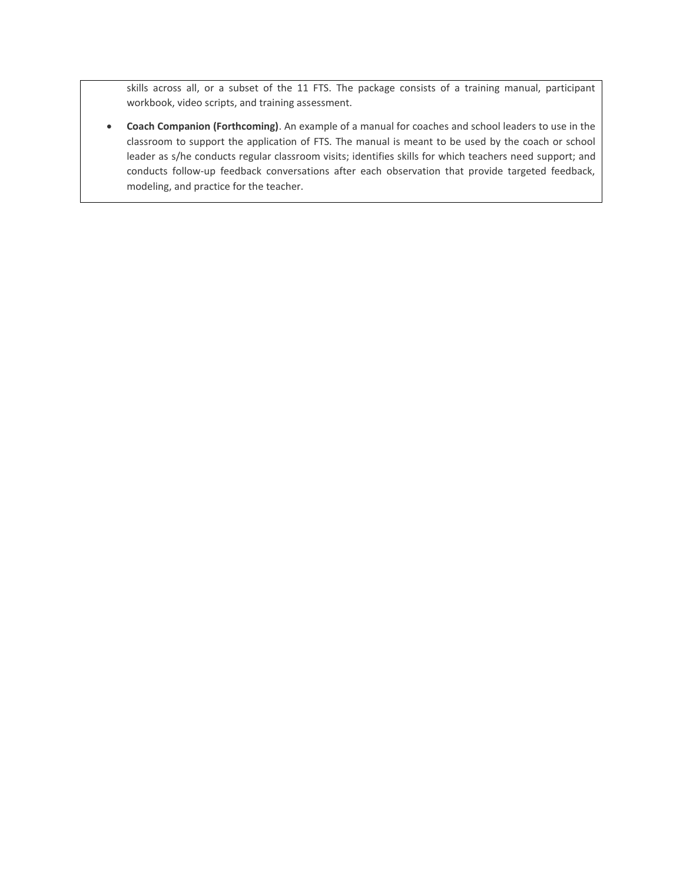skills across all, or a subset of the 11 FTS. The package consists of a training manual, participant workbook, video scripts, and training assessment.

- **Coach Companion (Forthcoming)**. An example of a manual for coaches and school leaders to use in the classroom to support the application of FTS. The manual is meant to be used by the coach or school leader as s/he conducts regular classroom visits; identifies skills for which teachers need support; and conducts follow-up feedback conversations after each observation that provide targeted feedback, modeling, and practice for the teacher.